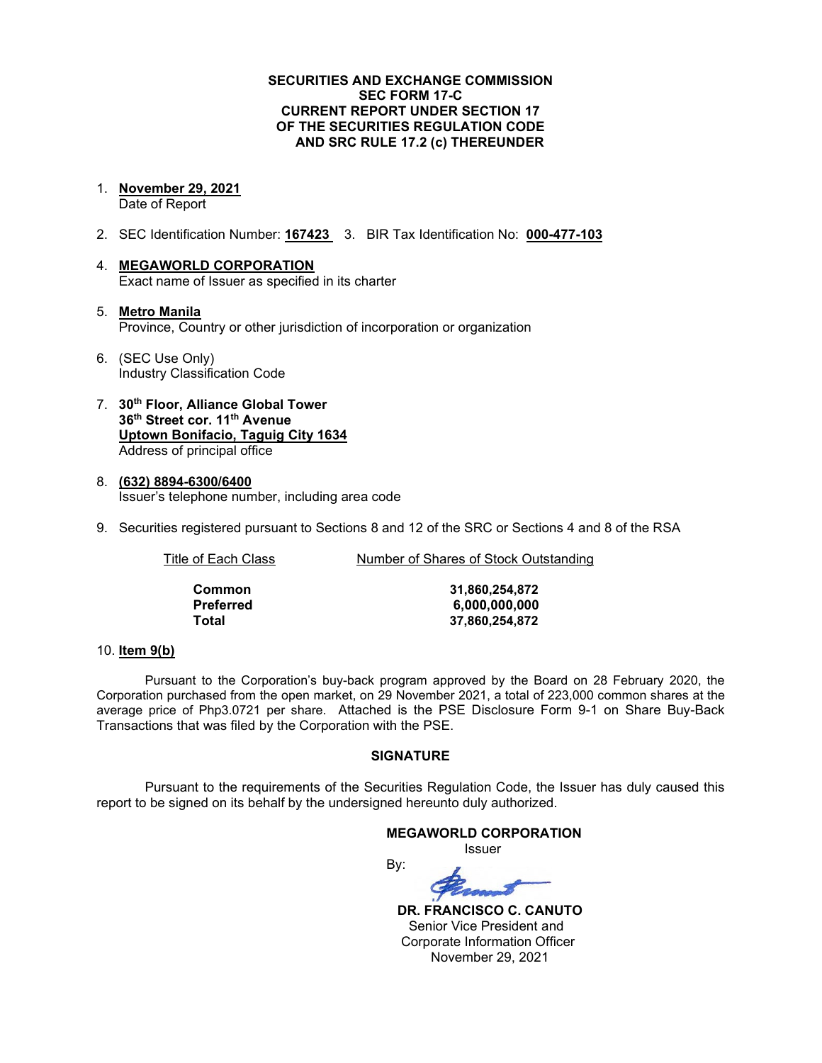**SECURITIES AND EXCHANGE COMMISSION**
**SEC FORM 17-C**
**CURRENT REPORT UNDER SECTION 17**
**OF THE SECURITIES REGULATION CODE**
**AND SRC RULE 17.2 (c) THEREUNDER**

1. **November 29, 2021**
   Date of Report

2. SEC Identification Number: **167423** 3. BIR Tax Identification No: **000-477-103**

4. **MEGAWORLD CORPORATION**
   Exact name of Issuer as specified in its charter

5. **Metro Manila**
   Province, Country or other jurisdiction of incorporation or organization

6. (SEC Use Only)
   Industry Classification Code

7. **30th Floor, Alliance Global Tower**
   **36th Street cor. 11th Avenue**
   **Uptown Bonifacio, Taguig City 1634**
   Address of principal office

8. **(632) 8894-6300/6400**
   Issuer's telephone number, including area code

9. Securities registered pursuant to Sections 8 and 12 of the SRC or Sections 4 and 8 of the RSA

| Title of Each Class | Number of Shares of Stock Outstanding |
|---|---|
| **Common** | **31,860,254,872** |
| **Preferred** | **6,000,000,000** |
| **Total** | **37,860,254,872** |

10. **Item 9(b)**

Pursuant to the Corporation's buy-back program approved by the Board on 28 February 2020, the Corporation purchased from the open market, on 29 November 2021, a total of 223,000 common shares at the average price of Php3.0721 per share. Attached is the PSE Disclosure Form 9-1 on Share Buy-Back Transactions that was filed by the Corporation with the PSE.

**SIGNATURE**

Pursuant to the requirements of the Securities Regulation Code, the Issuer has duly caused this report to be signed on its behalf by the undersigned hereunto duly authorized.

**MEGAWORLD CORPORATION**
Issuer

By:

**DR. FRANCISCO C. CANUTO**
Senior Vice President and
Corporate Information Officer
November 29, 2021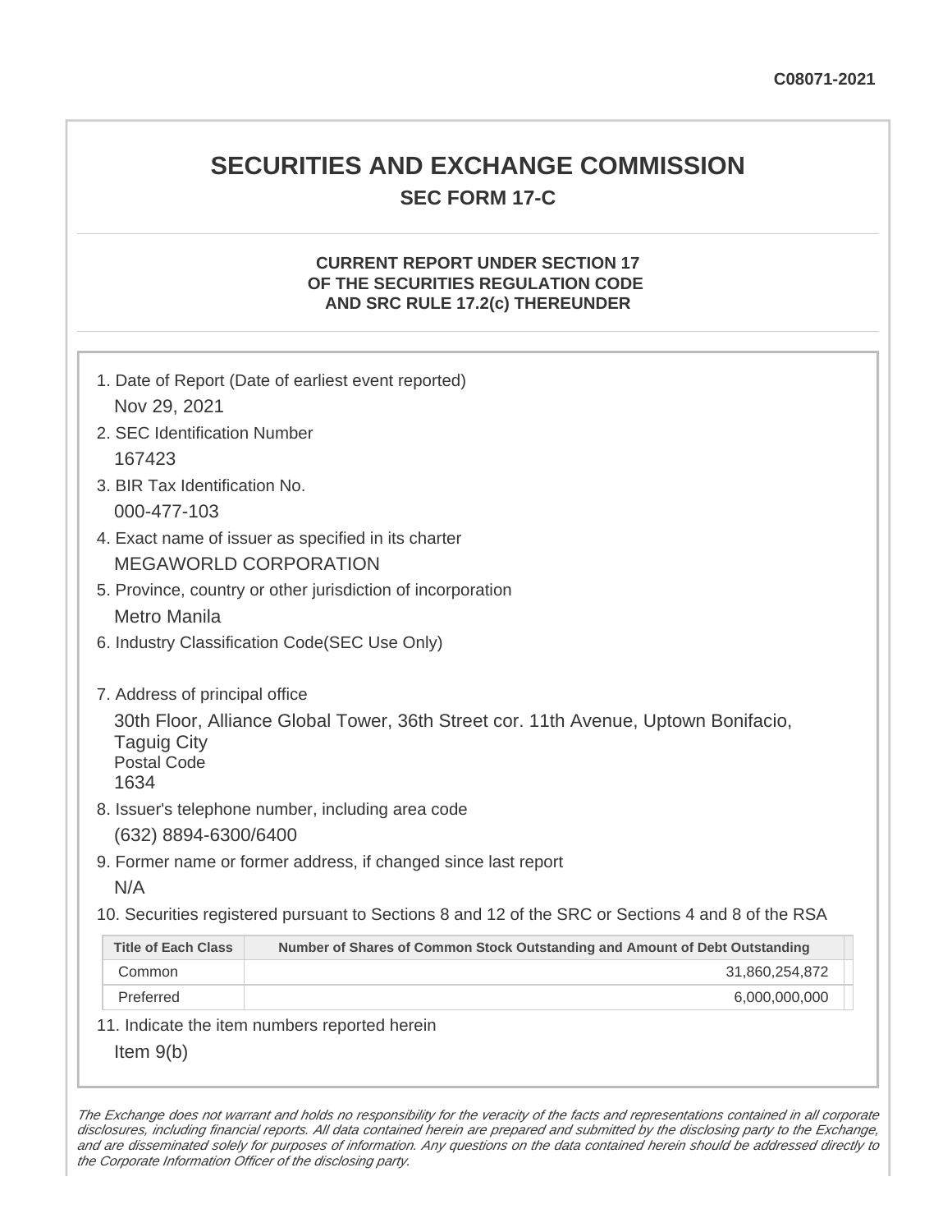C08071-2021

# SECURITIES AND EXCHANGE COMMISSION

## SEC FORM 17-C

### CURRENT REPORT UNDER SECTION 17 OF THE SECURITIES REGULATION CODE AND SRC RULE 17.2(c) THEREUNDER

1. Date of Report (Date of earliest event reported)

   Nov 29, 2021

2. SEC Identification Number

   167423

3. BIR Tax Identification No.

   000-477-103

4. Exact name of issuer as specified in its charter

   MEGAWORLD CORPORATION

5. Province, country or other jurisdiction of incorporation

   Metro Manila

6. Industry Classification Code(SEC Use Only)

7. Address of principal office

   30th Floor, Alliance Global Tower, 36th Street cor. 11th Avenue, Uptown Bonifacio, Taguig City
   Postal Code
   1634

8. Issuer's telephone number, including area code

   (632) 8894-6300/6400

9. Former name or former address, if changed since last report

   N/A

10. Securities registered pursuant to Sections 8 and 12 of the SRC or Sections 4 and 8 of the RSA

| Title of Each Class | Number of Shares of Common Stock Outstanding and Amount of Debt Outstanding |
|---|---|
| Common | 31,860,254,872 |
| Preferred | 6,000,000,000 |

11. Indicate the item numbers reported herein

    Item 9(b)

*The Exchange does not warrant and holds no responsibility for the veracity of the facts and representations contained in all corporate disclosures, including financial reports. All data contained herein are prepared and submitted by the disclosing party to the Exchange, and are disseminated solely for purposes of information. Any questions on the data contained herein should be addressed directly to the Corporate Information Officer of the disclosing party.*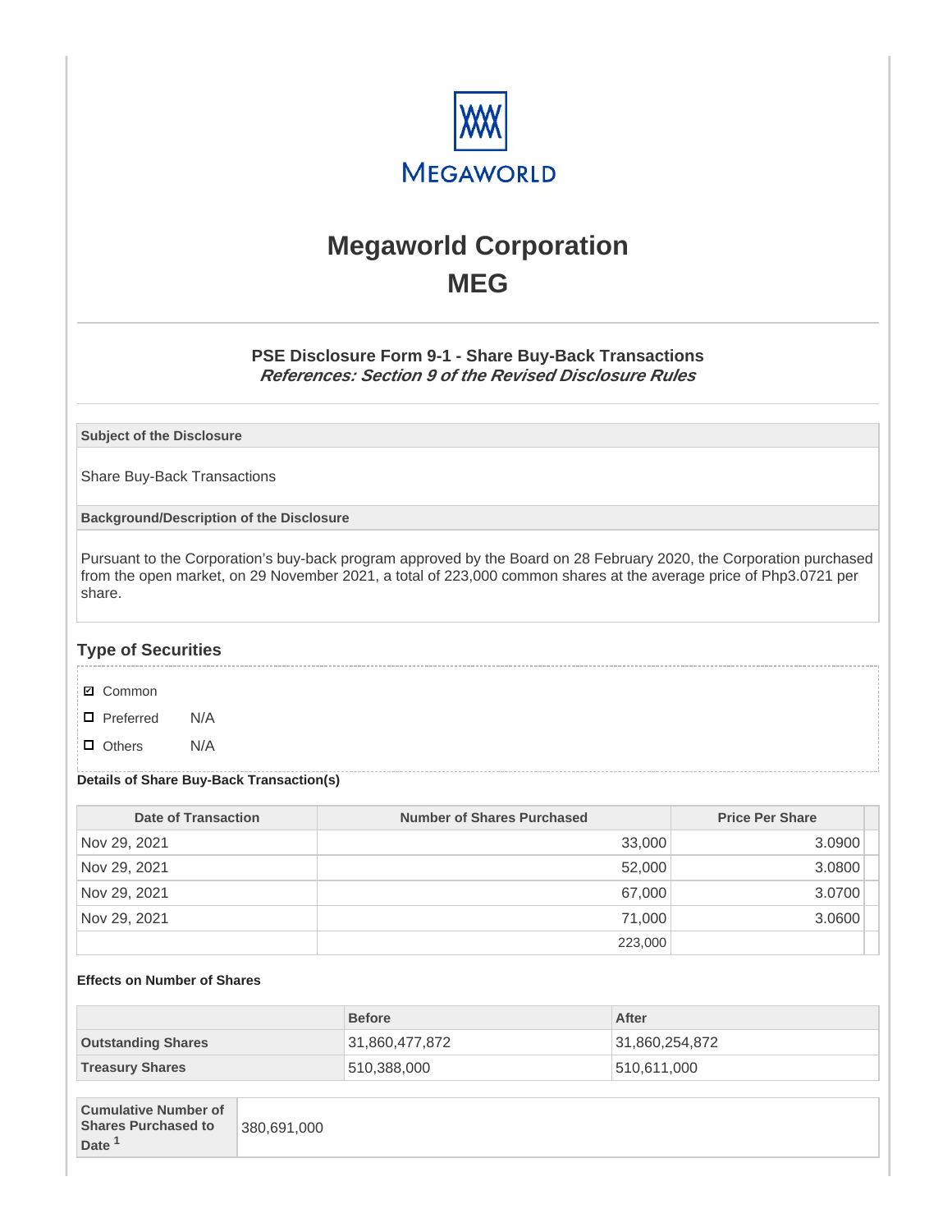# Megaworld Corporation
# MEG

### PSE Disclosure Form 9-1 - Share Buy-Back Transactions
***References: Section 9 of the Revised Disclosure Rules***

**Subject of the Disclosure**

Share Buy-Back Transactions

**Background/Description of the Disclosure**

Pursuant to the Corporation's buy-back program approved by the Board on 28 February 2020, the Corporation purchased from the open market, on 29 November 2021, a total of 223,000 common shares at the average price of Php3.0721 per share.

## Type of Securities

- ☑ Common
- ☐ Preferred N/A
- ☐ Others N/A

**Details of Share Buy-Back Transaction(s)**

| Date of Transaction | Number of Shares Purchased | Price Per Share |
|---|---|---|
| Nov 29, 2021 | 33,000 | 3.0900 |
| Nov 29, 2021 | 52,000 | 3.0800 |
| Nov 29, 2021 | 67,000 | 3.0700 |
| Nov 29, 2021 | 71,000 | 3.0600 |
| | 223,000 | |

**Effects on Number of Shares**

| | Before | After |
|---|---|---|
| **Outstanding Shares** | 31,860,477,872 | 31,860,254,872 |
| **Treasury Shares** | 510,388,000 | 510,611,000 |

| | |
|---|---|
| **Cumulative Number of Shares Purchased to Date** [1] | 380,691,000 |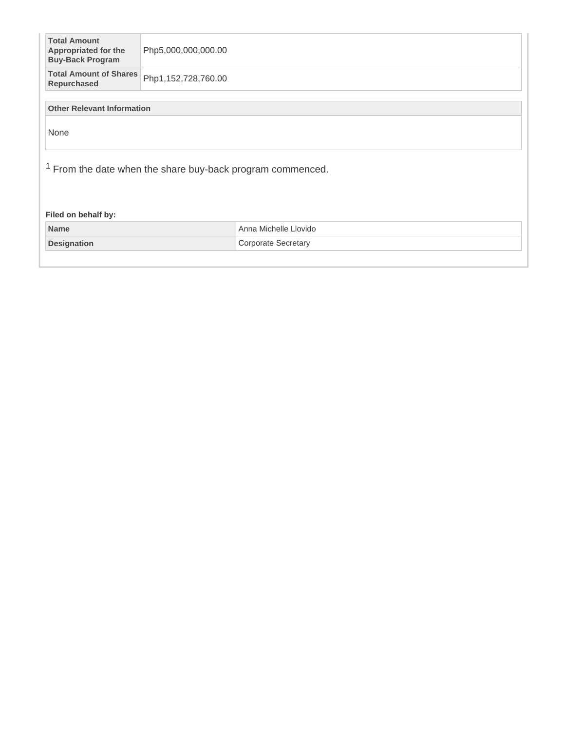| | |
|---|---|
| **Total Amount Appropriated for the Buy-Back Program** | Php5,000,000,000.00 |
| **Total Amount of Shares Repurchased** | Php1,152,728,760.00 |

| **Other Relevant Information** |
|---|
| None |

[1] From the date when the share buy-back program commenced.

**Filed on behalf by:**

| | |
|---|---|
| **Name** | Anna Michelle Llovido |
| **Designation** | Corporate Secretary |